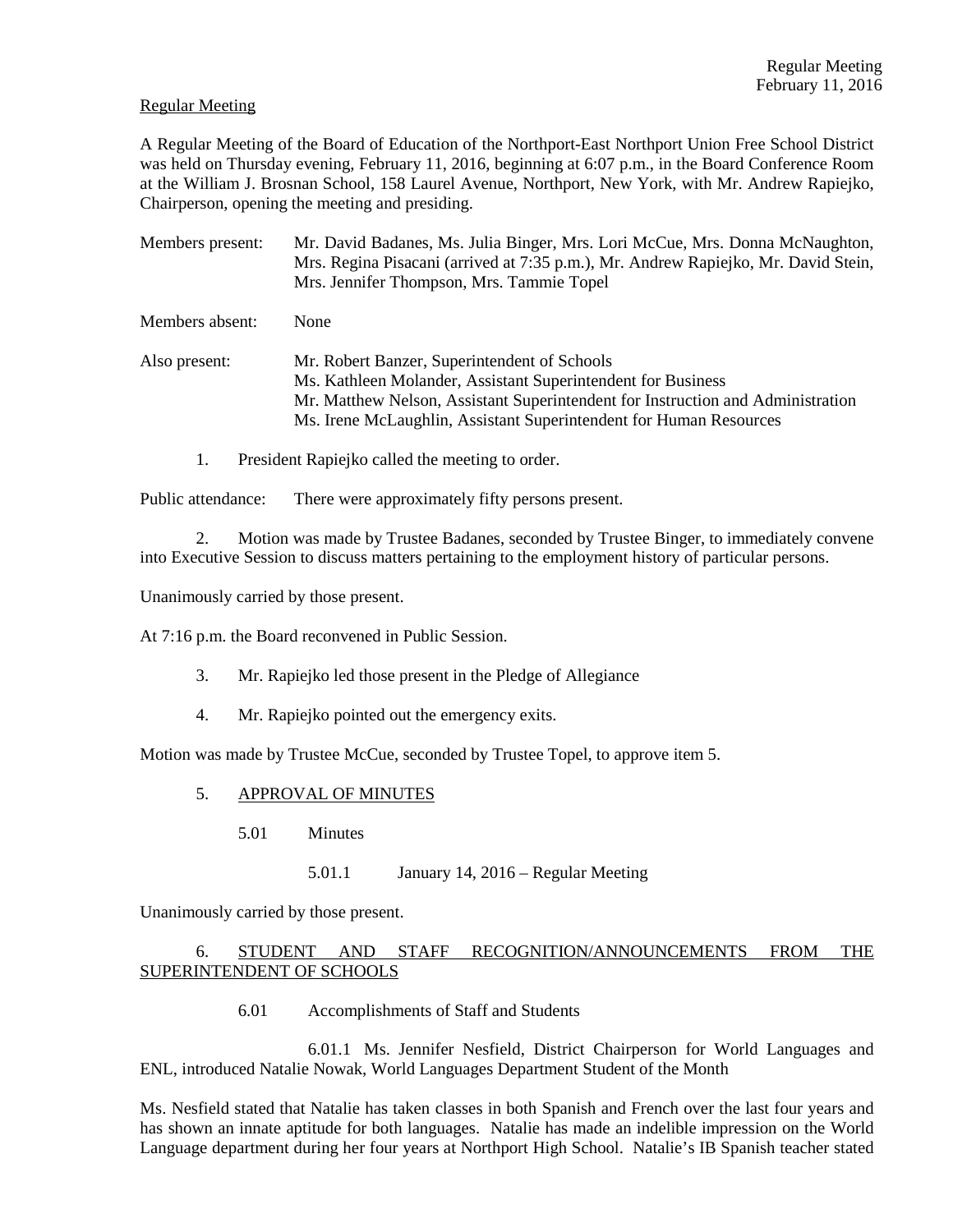Regular Meeting

A Regular Meeting of the Board of Education of the Northport-East Northport Union Free School District was held on Thursday evening, February 11, 2016, beginning at 6:07 p.m., in the Board Conference Room at the William J. Brosnan School, 158 Laurel Avenue, Northport, New York, with Mr. Andrew Rapiejko, Chairperson, opening the meeting and presiding.

Members present: Mr. David Badanes, Ms. Julia Binger, Mrs. Lori McCue, Mrs. Donna McNaughton, Mrs. Regina Pisacani (arrived at 7:35 p.m.), Mr. Andrew Rapiejko, Mr. David Stein, Mrs. Jennifer Thompson, Mrs. Tammie Topel

Members absent: None

Also present: Mr. Robert Banzer, Superintendent of Schools
Ms. Kathleen Molander, Assistant Superintendent for Business
Mr. Matthew Nelson, Assistant Superintendent for Instruction and Administration
Ms. Irene McLaughlin, Assistant Superintendent for Human Resources

1. President Rapiejko called the meeting to order.

Public attendance: There were approximately fifty persons present.

2. Motion was made by Trustee Badanes, seconded by Trustee Binger, to immediately convene into Executive Session to discuss matters pertaining to the employment history of particular persons.

Unanimously carried by those present.

At 7:16 p.m. the Board reconvened in Public Session.

3. Mr. Rapiejko led those present in the Pledge of Allegiance

4. Mr. Rapiejko pointed out the emergency exits.

Motion was made by Trustee McCue, seconded by Trustee Topel, to approve item 5.

5. APPROVAL OF MINUTES

5.01 Minutes

5.01.1 January 14, 2016 – Regular Meeting

Unanimously carried by those present.

6. STUDENT AND STAFF RECOGNITION/ANNOUNCEMENTS FROM THE SUPERINTENDENT OF SCHOOLS

6.01 Accomplishments of Staff and Students

6.01.1 Ms. Jennifer Nesfield, District Chairperson for World Languages and ENL, introduced Natalie Nowak, World Languages Department Student of the Month

Ms. Nesfield stated that Natalie has taken classes in both Spanish and French over the last four years and has shown an innate aptitude for both languages. Natalie has made an indelible impression on the World Language department during her four years at Northport High School. Natalie's IB Spanish teacher stated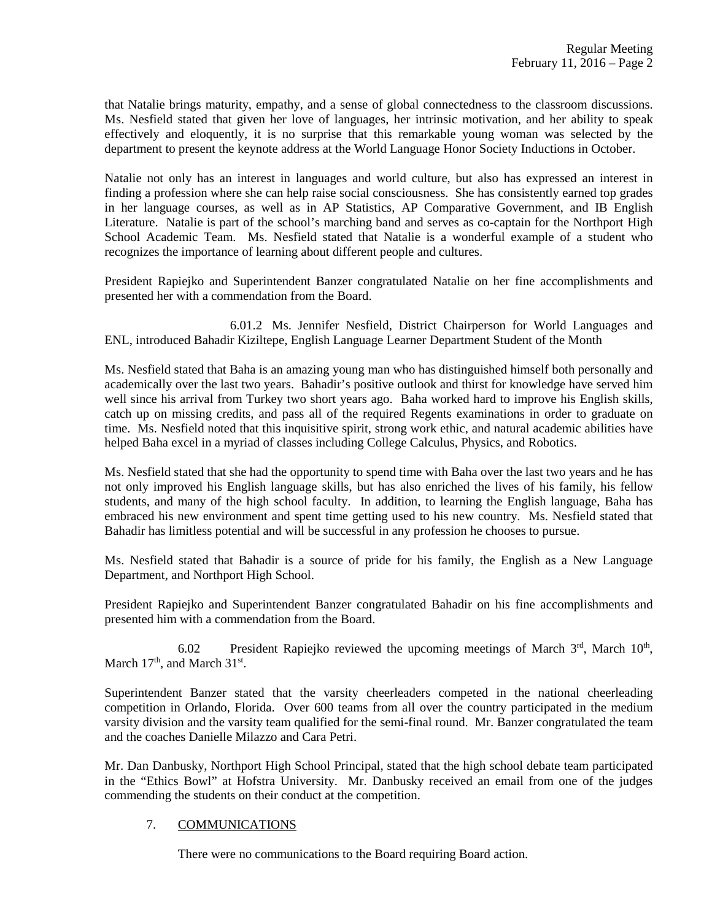that Natalie brings maturity, empathy, and a sense of global connectedness to the classroom discussions. Ms. Nesfield stated that given her love of languages, her intrinsic motivation, and her ability to speak effectively and eloquently, it is no surprise that this remarkable young woman was selected by the department to present the keynote address at the World Language Honor Society Inductions in October.

Natalie not only has an interest in languages and world culture, but also has expressed an interest in finding a profession where she can help raise social consciousness. She has consistently earned top grades in her language courses, as well as in AP Statistics, AP Comparative Government, and IB English Literature. Natalie is part of the school's marching band and serves as co-captain for the Northport High School Academic Team. Ms. Nesfield stated that Natalie is a wonderful example of a student who recognizes the importance of learning about different people and cultures.

President Rapiejko and Superintendent Banzer congratulated Natalie on her fine accomplishments and presented her with a commendation from the Board.

6.01.2 Ms. Jennifer Nesfield, District Chairperson for World Languages and ENL, introduced Bahadir Kiziltepe, English Language Learner Department Student of the Month

Ms. Nesfield stated that Baha is an amazing young man who has distinguished himself both personally and academically over the last two years. Bahadir's positive outlook and thirst for knowledge have served him well since his arrival from Turkey two short years ago. Baha worked hard to improve his English skills, catch up on missing credits, and pass all of the required Regents examinations in order to graduate on time. Ms. Nesfield noted that this inquisitive spirit, strong work ethic, and natural academic abilities have helped Baha excel in a myriad of classes including College Calculus, Physics, and Robotics.

Ms. Nesfield stated that she had the opportunity to spend time with Baha over the last two years and he has not only improved his English language skills, but has also enriched the lives of his family, his fellow students, and many of the high school faculty. In addition, to learning the English language, Baha has embraced his new environment and spent time getting used to his new country. Ms. Nesfield stated that Bahadir has limitless potential and will be successful in any profession he chooses to pursue.

Ms. Nesfield stated that Bahadir is a source of pride for his family, the English as a New Language Department, and Northport High School.

President Rapiejko and Superintendent Banzer congratulated Bahadir on his fine accomplishments and presented him with a commendation from the Board.

6.02 President Rapiejko reviewed the upcoming meetings of March 3rd, March 10th, March 17th, and March 31st.

Superintendent Banzer stated that the varsity cheerleaders competed in the national cheerleading competition in Orlando, Florida. Over 600 teams from all over the country participated in the medium varsity division and the varsity team qualified for the semi-final round. Mr. Banzer congratulated the team and the coaches Danielle Milazzo and Cara Petri.

Mr. Dan Danbusky, Northport High School Principal, stated that the high school debate team participated in the "Ethics Bowl" at Hofstra University. Mr. Danbusky received an email from one of the judges commending the students on their conduct at the competition.

7. COMMUNICATIONS

There were no communications to the Board requiring Board action.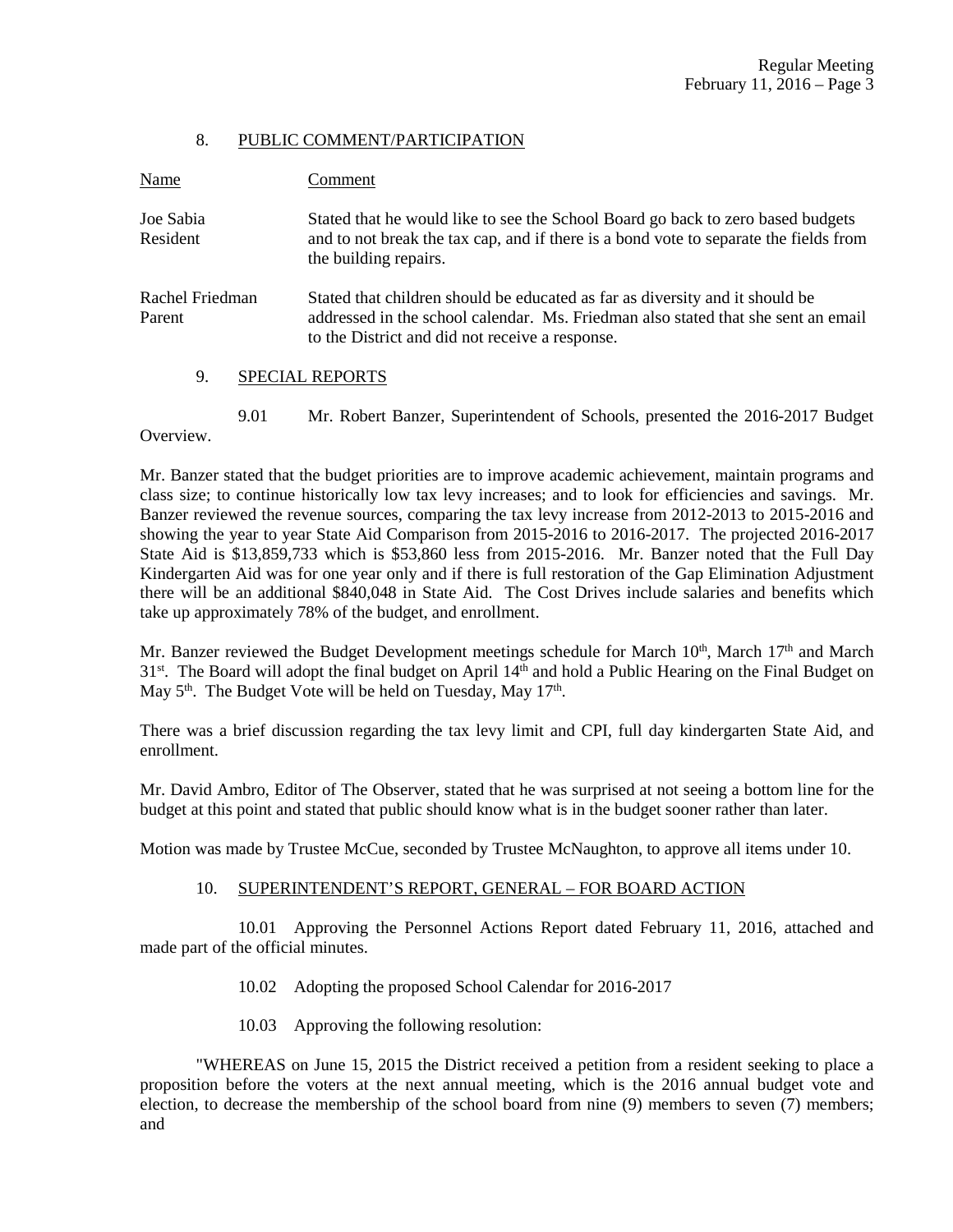8. PUBLIC COMMENT/PARTICIPATION

| Name | Comment |
|---|---|
| Joe Sabia Resident | Stated that he would like to see the School Board go back to zero based budgets and to not break the tax cap, and if there is a bond vote to separate the fields from the building repairs. |
| Rachel Friedman Parent | Stated that children should be educated as far as diversity and it should be addressed in the school calendar. Ms. Friedman also stated that she sent an email to the District and did not receive a response. |

9. SPECIAL REPORTS

9.01 Mr. Robert Banzer, Superintendent of Schools, presented the 2016-2017 Budget Overview.

Mr. Banzer stated that the budget priorities are to improve academic achievement, maintain programs and class size; to continue historically low tax levy increases; and to look for efficiencies and savings. Mr. Banzer reviewed the revenue sources, comparing the tax levy increase from 2012-2013 to 2015-2016 and showing the year to year State Aid Comparison from 2015-2016 to 2016-2017. The projected 2016-2017 State Aid is $13,859,733 which is $53,860 less from 2015-2016. Mr. Banzer noted that the Full Day Kindergarten Aid was for one year only and if there is full restoration of the Gap Elimination Adjustment there will be an additional $840,048 in State Aid. The Cost Drives include salaries and benefits which take up approximately 78% of the budget, and enrollment.

Mr. Banzer reviewed the Budget Development meetings schedule for March 10th, March 17th and March 31st. The Board will adopt the final budget on April 14th and hold a Public Hearing on the Final Budget on May 5th. The Budget Vote will be held on Tuesday, May 17th.

There was a brief discussion regarding the tax levy limit and CPI, full day kindergarten State Aid, and enrollment.

Mr. David Ambro, Editor of The Observer, stated that he was surprised at not seeing a bottom line for the budget at this point and stated that public should know what is in the budget sooner rather than later.

Motion was made by Trustee McCue, seconded by Trustee McNaughton, to approve all items under 10.

10. SUPERINTENDENT'S REPORT, GENERAL – FOR BOARD ACTION

10.01 Approving the Personnel Actions Report dated February 11, 2016, attached and made part of the official minutes.

10.02 Adopting the proposed School Calendar for 2016-2017

10.03 Approving the following resolution:

"WHEREAS on June 15, 2015 the District received a petition from a resident seeking to place a proposition before the voters at the next annual meeting, which is the 2016 annual budget vote and election, to decrease the membership of the school board from nine (9) members to seven (7) members; and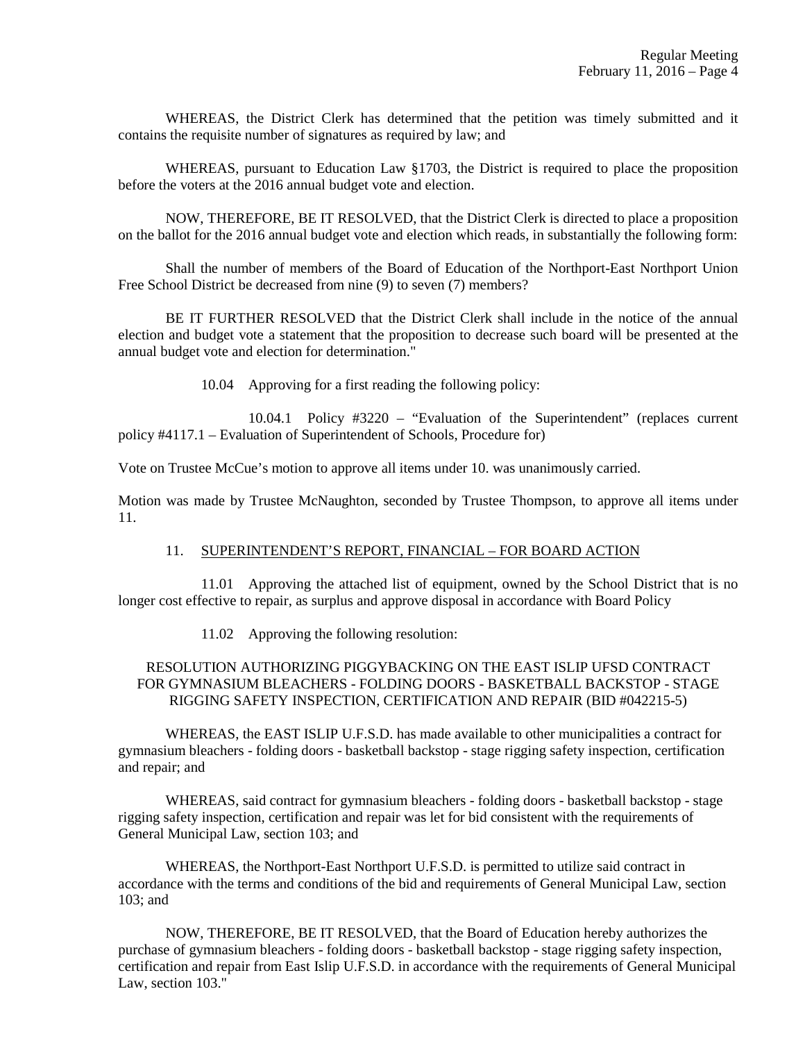WHEREAS, the District Clerk has determined that the petition was timely submitted and it contains the requisite number of signatures as required by law; and

WHEREAS, pursuant to Education Law §1703, the District is required to place the proposition before the voters at the 2016 annual budget vote and election.

NOW, THEREFORE, BE IT RESOLVED, that the District Clerk is directed to place a proposition on the ballot for the 2016 annual budget vote and election which reads, in substantially the following form:

Shall the number of members of the Board of Education of the Northport-East Northport Union Free School District be decreased from nine (9) to seven (7) members?

BE IT FURTHER RESOLVED that the District Clerk shall include in the notice of the annual election and budget vote a statement that the proposition to decrease such board will be presented at the annual budget vote and election for determination."

10.04 Approving for a first reading the following policy:

10.04.1 Policy #3220 – "Evaluation of the Superintendent" (replaces current policy #4117.1 – Evaluation of Superintendent of Schools, Procedure for)

Vote on Trustee McCue's motion to approve all items under 10. was unanimously carried.

Motion was made by Trustee McNaughton, seconded by Trustee Thompson, to approve all items under 11.

11. <u>SUPERINTENDENT'S REPORT, FINANCIAL – FOR BOARD ACTION</u>

11.01 Approving the attached list of equipment, owned by the School District that is no longer cost effective to repair, as surplus and approve disposal in accordance with Board Policy

11.02 Approving the following resolution:

RESOLUTION AUTHORIZING PIGGYBACKING ON THE EAST ISLIP UFSD CONTRACT FOR GYMNASIUM BLEACHERS - FOLDING DOORS - BASKETBALL BACKSTOP - STAGE RIGGING SAFETY INSPECTION, CERTIFICATION AND REPAIR (BID #042215-5)

WHEREAS, the EAST ISLIP U.F.S.D. has made available to other municipalities a contract for gymnasium bleachers - folding doors - basketball backstop - stage rigging safety inspection, certification and repair; and

WHEREAS, said contract for gymnasium bleachers - folding doors - basketball backstop - stage rigging safety inspection, certification and repair was let for bid consistent with the requirements of General Municipal Law, section 103; and

WHEREAS, the Northport-East Northport U.F.S.D. is permitted to utilize said contract in accordance with the terms and conditions of the bid and requirements of General Municipal Law, section 103; and

NOW, THEREFORE, BE IT RESOLVED, that the Board of Education hereby authorizes the purchase of gymnasium bleachers - folding doors - basketball backstop - stage rigging safety inspection, certification and repair from East Islip U.F.S.D. in accordance with the requirements of General Municipal Law, section 103."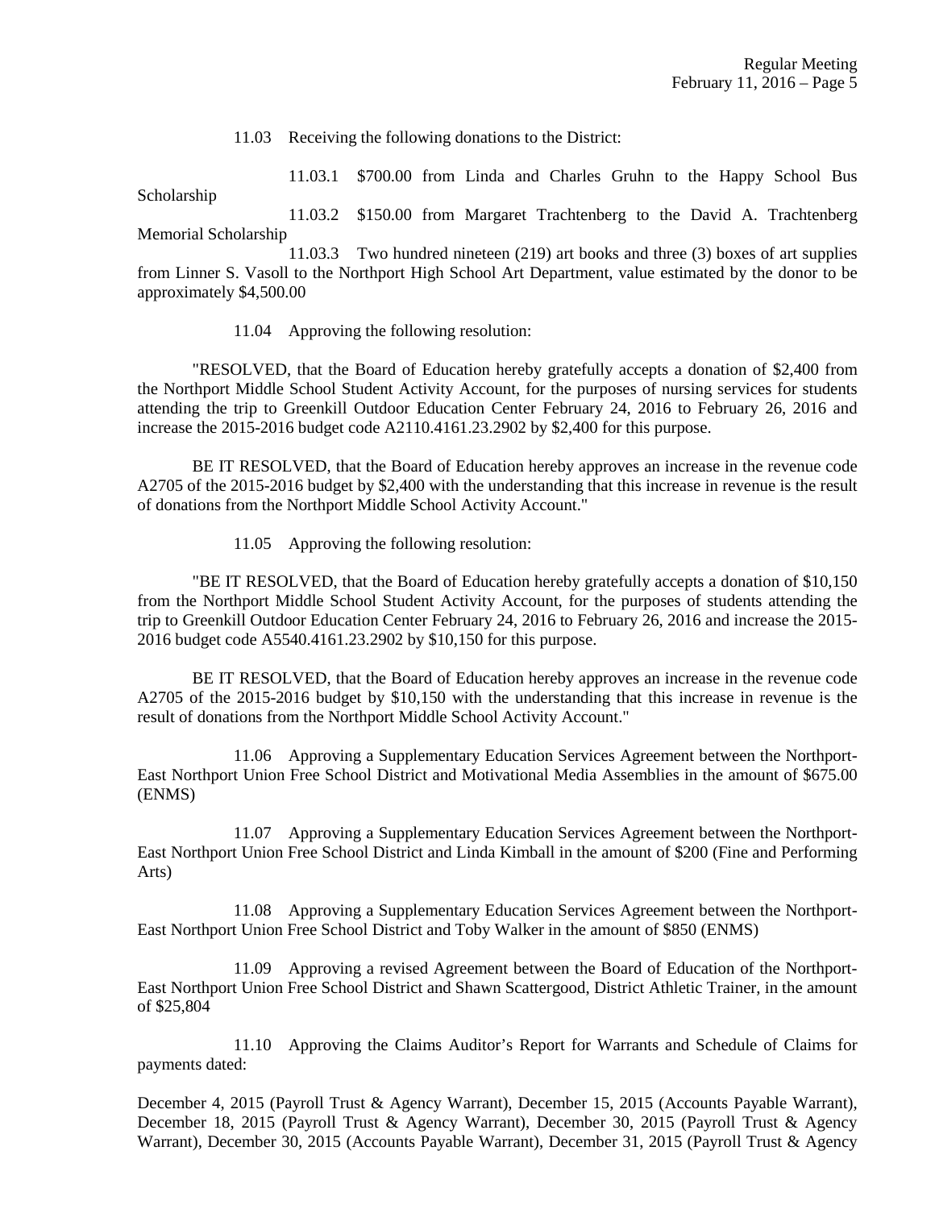11.03 Receiving the following donations to the District:

11.03.1 $700.00 from Linda and Charles Gruhn to the Happy School Bus Scholarship

11.03.2 $150.00 from Margaret Trachtenberg to the David A. Trachtenberg Memorial Scholarship

11.03.3 Two hundred nineteen (219) art books and three (3) boxes of art supplies from Linner S. Vasoll to the Northport High School Art Department, value estimated by the donor to be approximately $4,500.00

11.04 Approving the following resolution:

"RESOLVED, that the Board of Education hereby gratefully accepts a donation of $2,400 from the Northport Middle School Student Activity Account, for the purposes of nursing services for students attending the trip to Greenkill Outdoor Education Center February 24, 2016 to February 26, 2016 and increase the 2015-2016 budget code A2110.4161.23.2902 by $2,400 for this purpose.

BE IT RESOLVED, that the Board of Education hereby approves an increase in the revenue code A2705 of the 2015-2016 budget by $2,400 with the understanding that this increase in revenue is the result of donations from the Northport Middle School Activity Account."

11.05 Approving the following resolution:

"BE IT RESOLVED, that the Board of Education hereby gratefully accepts a donation of $10,150 from the Northport Middle School Student Activity Account, for the purposes of students attending the trip to Greenkill Outdoor Education Center February 24, 2016 to February 26, 2016 and increase the 2015-2016 budget code A5540.4161.23.2902 by $10,150 for this purpose.

BE IT RESOLVED, that the Board of Education hereby approves an increase in the revenue code A2705 of the 2015-2016 budget by $10,150 with the understanding that this increase in revenue is the result of donations from the Northport Middle School Activity Account."

11.06 Approving a Supplementary Education Services Agreement between the Northport-East Northport Union Free School District and Motivational Media Assemblies in the amount of $675.00 (ENMS)

11.07 Approving a Supplementary Education Services Agreement between the Northport-East Northport Union Free School District and Linda Kimball in the amount of $200 (Fine and Performing Arts)

11.08 Approving a Supplementary Education Services Agreement between the Northport-East Northport Union Free School District and Toby Walker in the amount of $850 (ENMS)

11.09 Approving a revised Agreement between the Board of Education of the Northport-East Northport Union Free School District and Shawn Scattergood, District Athletic Trainer, in the amount of $25,804

11.10 Approving the Claims Auditor's Report for Warrants and Schedule of Claims for payments dated:

December 4, 2015 (Payroll Trust & Agency Warrant), December 15, 2015 (Accounts Payable Warrant), December 18, 2015 (Payroll Trust & Agency Warrant), December 30, 2015 (Payroll Trust & Agency Warrant), December 30, 2015 (Accounts Payable Warrant), December 31, 2015 (Payroll Trust & Agency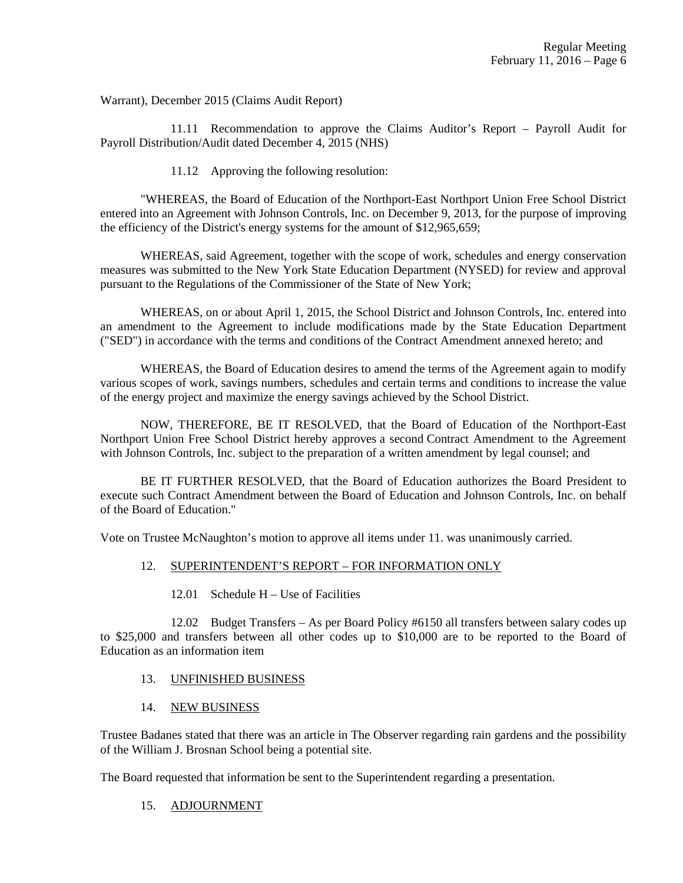Warrant), December 2015 (Claims Audit Report)

11.11 Recommendation to approve the Claims Auditor's Report – Payroll Audit for Payroll Distribution/Audit dated December 4, 2015 (NHS)

11.12 Approving the following resolution:

"WHEREAS, the Board of Education of the Northport-East Northport Union Free School District entered into an Agreement with Johnson Controls, Inc. on December 9, 2013, for the purpose of improving the efficiency of the District's energy systems for the amount of $12,965,659;

WHEREAS, said Agreement, together with the scope of work, schedules and energy conservation measures was submitted to the New York State Education Department (NYSED) for review and approval pursuant to the Regulations of the Commissioner of the State of New York;

WHEREAS, on or about April 1, 2015, the School District and Johnson Controls, Inc. entered into an amendment to the Agreement to include modifications made by the State Education Department ("SED") in accordance with the terms and conditions of the Contract Amendment annexed hereto; and

WHEREAS, the Board of Education desires to amend the terms of the Agreement again to modify various scopes of work, savings numbers, schedules and certain terms and conditions to increase the value of the energy project and maximize the energy savings achieved by the School District.

NOW, THEREFORE, BE IT RESOLVED, that the Board of Education of the Northport-East Northport Union Free School District hereby approves a second Contract Amendment to the Agreement with Johnson Controls, Inc. subject to the preparation of a written amendment by legal counsel; and

BE IT FURTHER RESOLVED, that the Board of Education authorizes the Board President to execute such Contract Amendment between the Board of Education and Johnson Controls, Inc. on behalf of the Board of Education."

Vote on Trustee McNaughton's motion to approve all items under 11. was unanimously carried.

12. <u>SUPERINTENDENT'S REPORT – FOR INFORMATION ONLY</u>

12.01 Schedule H – Use of Facilities

12.02 Budget Transfers – As per Board Policy #6150 all transfers between salary codes up to $25,000 and transfers between all other codes up to $10,000 are to be reported to the Board of Education as an information item

13. <u>UNFINISHED BUSINESS</u>

14. <u>NEW BUSINESS</u>

Trustee Badanes stated that there was an article in The Observer regarding rain gardens and the possibility of the William J. Brosnan School being a potential site.

The Board requested that information be sent to the Superintendent regarding a presentation.

15. <u>ADJOURNMENT</u>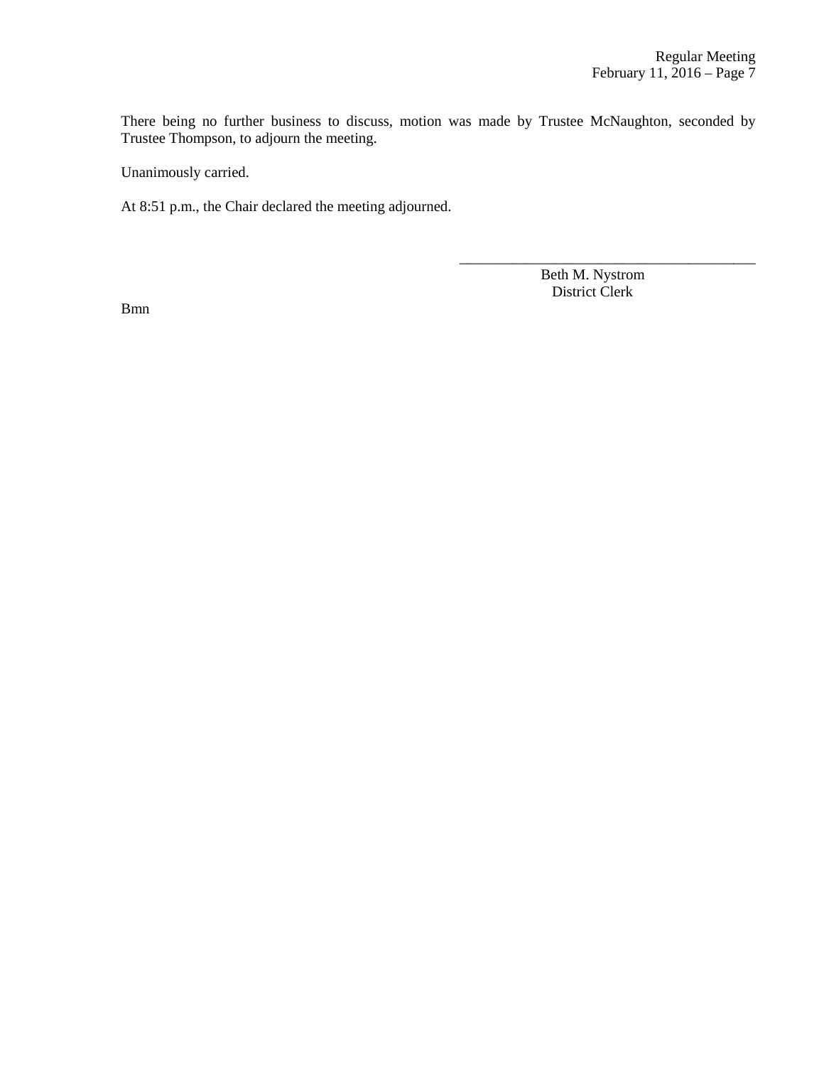There being no further business to discuss, motion was made by Trustee McNaughton, seconded by Trustee Thompson, to adjourn the meeting.

Unanimously carried.

At 8:51 p.m., the Chair declared the meeting adjourned.

\_\_\_\_\_\_\_\_\_\_\_\_\_\_\_\_\_\_\_\_\_\_\_\_\_\_\_\_\_\_\_\_\_\_\_\_\_\_\_\_

Beth M. Nystrom
District Clerk

Bmn